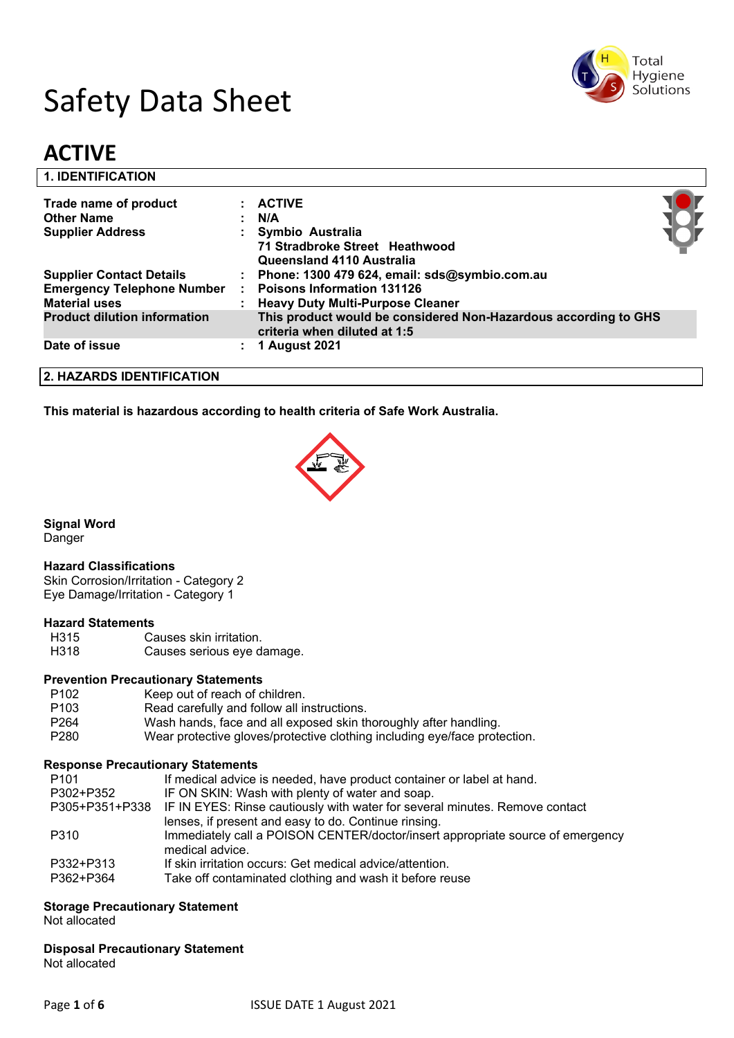# Safety Data Sheet

# ACTIVE

## 1. IDENTIFICATION

| | | |
|---|---|---|
| **Trade name of product** | : | **ACTIVE** |
| **Other Name** | : | **N/A** |
| **Supplier Address** | : | **Symbio Australia**<br>**71 Stradbroke Street Heathwood**<br>**Queensland 4110 Australia** |
| **Supplier Contact Details** | : | **Phone: 1300 479 624, email: sds@symbio.com.au** |
| **Emergency Telephone Number** | : | **Poisons Information 131126** |
| **Material uses** | : | **Heavy Duty Multi-Purpose Cleaner** |
| **Product dilution information** | | **This product would be considered Non-Hazardous according to GHS criteria when diluted at 1:5** |
| **Date of issue** | : | **1 August 2021** |

## 2. HAZARDS IDENTIFICATION

**This material is hazardous according to health criteria of Safe Work Australia.**

**Signal Word**
Danger

**Hazard Classifications**
Skin Corrosion/Irritation - Category 2
Eye Damage/Irritation - Category 1

**Hazard Statements**

| | |
|---|---|
| H315 | Causes skin irritation. |
| H318 | Causes serious eye damage. |

**Prevention Precautionary Statements**

| | |
|---|---|
| P102 | Keep out of reach of children. |
| P103 | Read carefully and follow all instructions. |
| P264 | Wash hands, face and all exposed skin thoroughly after handling. |
| P280 | Wear protective gloves/protective clothing including eye/face protection. |

**Response Precautionary Statements**

| | |
|---|---|
| P101 | If medical advice is needed, have product container or label at hand. |
| P302+P352 | IF ON SKIN: Wash with plenty of water and soap. |
| P305+P351+P338 | IF IN EYES: Rinse cautiously with water for several minutes. Remove contact lenses, if present and easy to do. Continue rinsing. |
| P310 | Immediately call a POISON CENTER/doctor/insert appropriate source of emergency medical advice. |
| P332+P313 | If skin irritation occurs: Get medical advice/attention. |
| P362+P364 | Take off contaminated clothing and wash it before reuse |

**Storage Precautionary Statement**
Not allocated

**Disposal Precautionary Statement**
Not allocated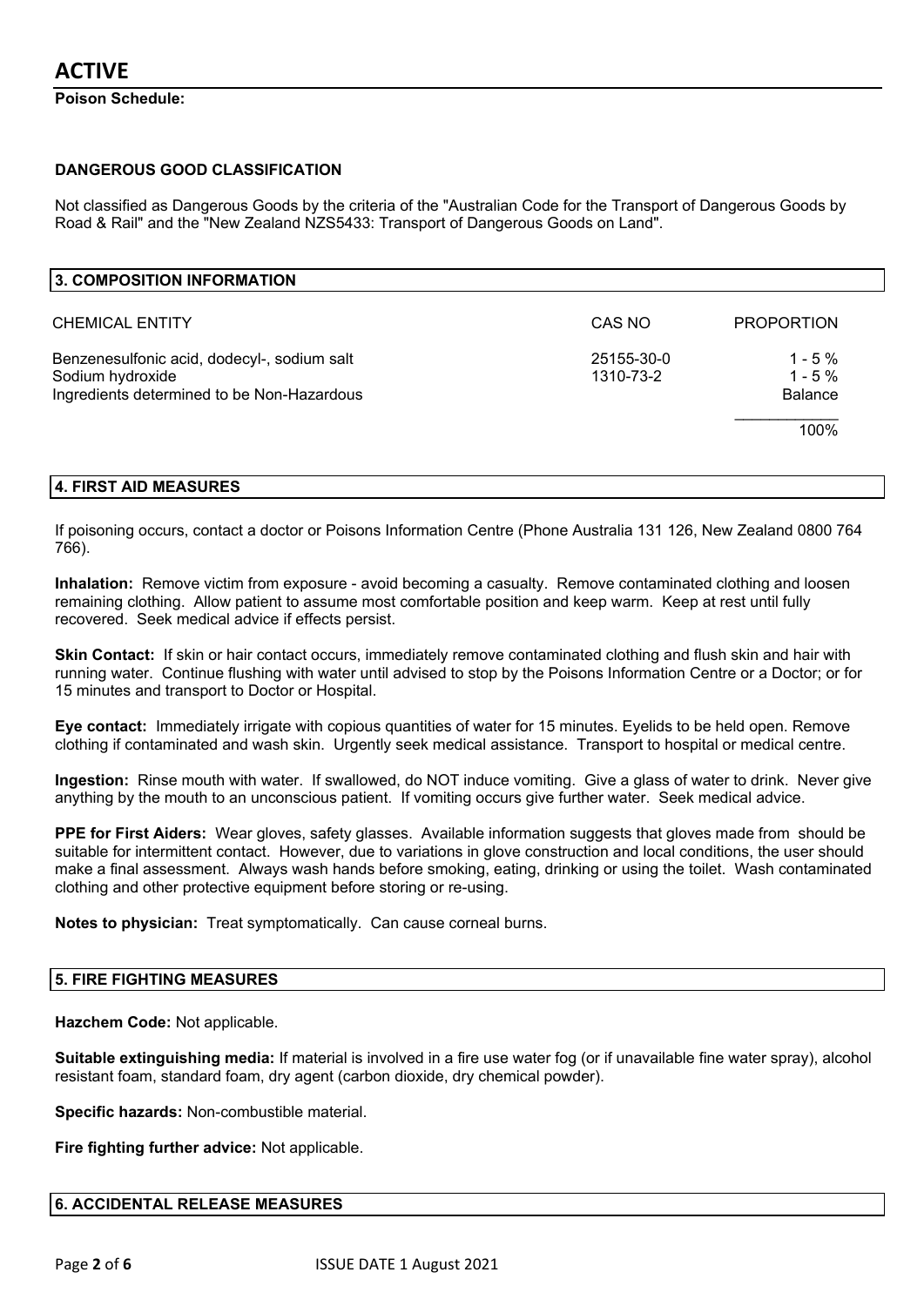**Poison Schedule:**

**DANGEROUS GOOD CLASSIFICATION**

Not classified as Dangerous Goods by the criteria of the "Australian Code for the Transport of Dangerous Goods by Road & Rail" and the "New Zealand NZS5433: Transport of Dangerous Goods on Land".

## 3. COMPOSITION INFORMATION

| CHEMICAL ENTITY | CAS NO | PROPORTION |
|---|---|---|
| Benzenesulfonic acid, dodecyl-, sodium salt | 25155-30-0 | 1 - 5 % |
| Sodium hydroxide | 1310-73-2 | 1 - 5 % |
| Ingredients determined to be Non-Hazardous | | Balance |
| | | 100% |

## 4. FIRST AID MEASURES

If poisoning occurs, contact a doctor or Poisons Information Centre (Phone Australia 131 126, New Zealand 0800 764 766).

**Inhalation:** Remove victim from exposure - avoid becoming a casualty. Remove contaminated clothing and loosen remaining clothing. Allow patient to assume most comfortable position and keep warm. Keep at rest until fully recovered. Seek medical advice if effects persist.

**Skin Contact:** If skin or hair contact occurs, immediately remove contaminated clothing and flush skin and hair with running water. Continue flushing with water until advised to stop by the Poisons Information Centre or a Doctor; or for 15 minutes and transport to Doctor or Hospital.

**Eye contact:** Immediately irrigate with copious quantities of water for 15 minutes. Eyelids to be held open. Remove clothing if contaminated and wash skin. Urgently seek medical assistance. Transport to hospital or medical centre.

**Ingestion:** Rinse mouth with water. If swallowed, do NOT induce vomiting. Give a glass of water to drink. Never give anything by the mouth to an unconscious patient. If vomiting occurs give further water. Seek medical advice.

**PPE for First Aiders:** Wear gloves, safety glasses. Available information suggests that gloves made from should be suitable for intermittent contact. However, due to variations in glove construction and local conditions, the user should make a final assessment. Always wash hands before smoking, eating, drinking or using the toilet. Wash contaminated clothing and other protective equipment before storing or re-using.

**Notes to physician:** Treat symptomatically. Can cause corneal burns.

## 5. FIRE FIGHTING MEASURES

**Hazchem Code:** Not applicable.

**Suitable extinguishing media:** If material is involved in a fire use water fog (or if unavailable fine water spray), alcohol resistant foam, standard foam, dry agent (carbon dioxide, dry chemical powder).

**Specific hazards:** Non-combustible material.

**Fire fighting further advice:** Not applicable.

## 6. ACCIDENTAL RELEASE MEASURES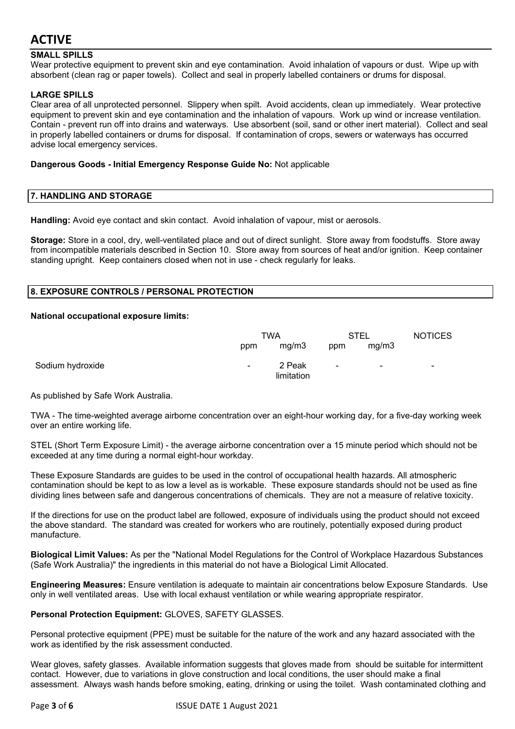# ACTIVE

**SMALL SPILLS**
Wear protective equipment to prevent skin and eye contamination. Avoid inhalation of vapours or dust. Wipe up with absorbent (clean rag or paper towels). Collect and seal in properly labelled containers or drums for disposal.

**LARGE SPILLS**
Clear area of all unprotected personnel. Slippery when spilt. Avoid accidents, clean up immediately. Wear protective equipment to prevent skin and eye contamination and the inhalation of vapours. Work up wind or increase ventilation. Contain - prevent run off into drains and waterways. Use absorbent (soil, sand or other inert material). Collect and seal in properly labelled containers or drums for disposal. If contamination of crops, sewers or waterways has occurred advise local emergency services.

**Dangerous Goods - Initial Emergency Response Guide No:** Not applicable

## 7. HANDLING AND STORAGE

**Handling:** Avoid eye contact and skin contact. Avoid inhalation of vapour, mist or aerosols.

**Storage:** Store in a cool, dry, well-ventilated place and out of direct sunlight. Store away from foodstuffs. Store away from incompatible materials described in Section 10. Store away from sources of heat and/or ignition. Keep container standing upright. Keep containers closed when not in use - check regularly for leaks.

## 8. EXPOSURE CONTROLS / PERSONAL PROTECTION

**National occupational exposure limits:**

| | TWA | | STEL | | NOTICES |
|---|---|---|---|---|---|
| | ppm | mg/m3 | ppm | mg/m3 | |
| Sodium hydroxide | - | 2 Peak limitation | - | - | - |

As published by Safe Work Australia.

TWA - The time-weighted average airborne concentration over an eight-hour working day, for a five-day working week over an entire working life.

STEL (Short Term Exposure Limit) - the average airborne concentration over a 15 minute period which should not be exceeded at any time during a normal eight-hour workday.

These Exposure Standards are guides to be used in the control of occupational health hazards. All atmospheric contamination should be kept to as low a level as is workable. These exposure standards should not be used as fine dividing lines between safe and dangerous concentrations of chemicals. They are not a measure of relative toxicity.

If the directions for use on the product label are followed, exposure of individuals using the product should not exceed the above standard. The standard was created for workers who are routinely, potentially exposed during product manufacture.

**Biological Limit Values:** As per the "National Model Regulations for the Control of Workplace Hazardous Substances (Safe Work Australia)" the ingredients in this material do not have a Biological Limit Allocated.

**Engineering Measures:** Ensure ventilation is adequate to maintain air concentrations below Exposure Standards. Use only in well ventilated areas. Use with local exhaust ventilation or while wearing appropriate respirator.

**Personal Protection Equipment:** GLOVES, SAFETY GLASSES.

Personal protective equipment (PPE) must be suitable for the nature of the work and any hazard associated with the work as identified by the risk assessment conducted.

Wear gloves, safety glasses. Available information suggests that gloves made from should be suitable for intermittent contact. However, due to variations in glove construction and local conditions, the user should make a final assessment. Always wash hands before smoking, eating, drinking or using the toilet. Wash contaminated clothing and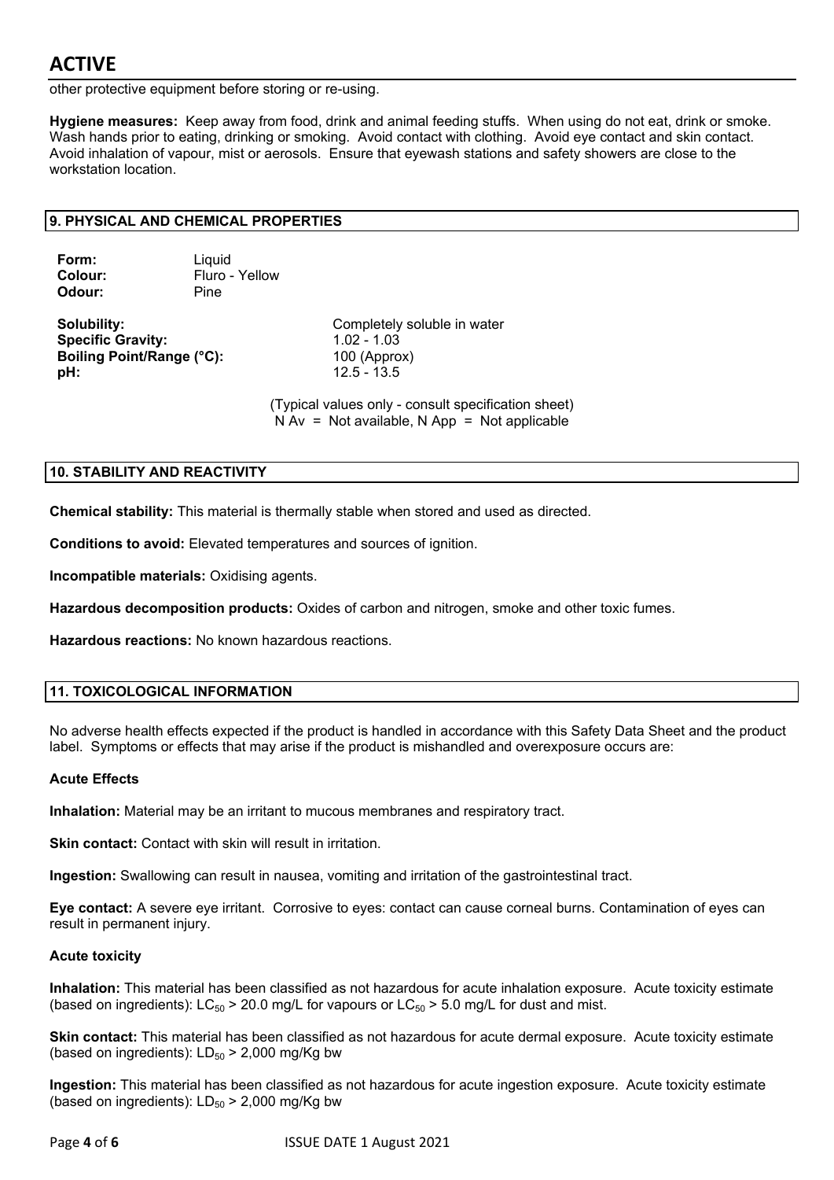other protective equipment before storing or re-using.

**Hygiene measures:** Keep away from food, drink and animal feeding stuffs. When using do not eat, drink or smoke. Wash hands prior to eating, drinking or smoking. Avoid contact with clothing. Avoid eye contact and skin contact. Avoid inhalation of vapour, mist or aerosols. Ensure that eyewash stations and safety showers are close to the workstation location.

## 9. PHYSICAL AND CHEMICAL PROPERTIES

**Form:** Liquid
**Colour:** Fluro - Yellow
**Odour:** Pine

**Solubility:** Completely soluble in water
**Specific Gravity:** 1.02 - 1.03
**Boiling Point/Range (°C):** 100 (Approx)
**pH:** 12.5 - 13.5

(Typical values only - consult specification sheet)
N Av = Not available, N App = Not applicable

## 10. STABILITY AND REACTIVITY

**Chemical stability:** This material is thermally stable when stored and used as directed.

**Conditions to avoid:** Elevated temperatures and sources of ignition.

**Incompatible materials:** Oxidising agents.

**Hazardous decomposition products:** Oxides of carbon and nitrogen, smoke and other toxic fumes.

**Hazardous reactions:** No known hazardous reactions.

## 11. TOXICOLOGICAL INFORMATION

No adverse health effects expected if the product is handled in accordance with this Safety Data Sheet and the product label. Symptoms or effects that may arise if the product is mishandled and overexposure occurs are:

### Acute Effects

**Inhalation:** Material may be an irritant to mucous membranes and respiratory tract.

**Skin contact:** Contact with skin will result in irritation.

**Ingestion:** Swallowing can result in nausea, vomiting and irritation of the gastrointestinal tract.

**Eye contact:** A severe eye irritant. Corrosive to eyes: contact can cause corneal burns. Contamination of eyes can result in permanent injury.

### Acute toxicity

**Inhalation:** This material has been classified as not hazardous for acute inhalation exposure. Acute toxicity estimate (based on ingredients): $LC_{50}$ > 20.0 mg/L for vapours or $LC_{50}$ > 5.0 mg/L for dust and mist.

**Skin contact:** This material has been classified as not hazardous for acute dermal exposure. Acute toxicity estimate (based on ingredients): $LD_{50}$ > 2,000 mg/Kg bw

**Ingestion:** This material has been classified as not hazardous for acute ingestion exposure. Acute toxicity estimate (based on ingredients): $LD_{50}$ > 2,000 mg/Kg bw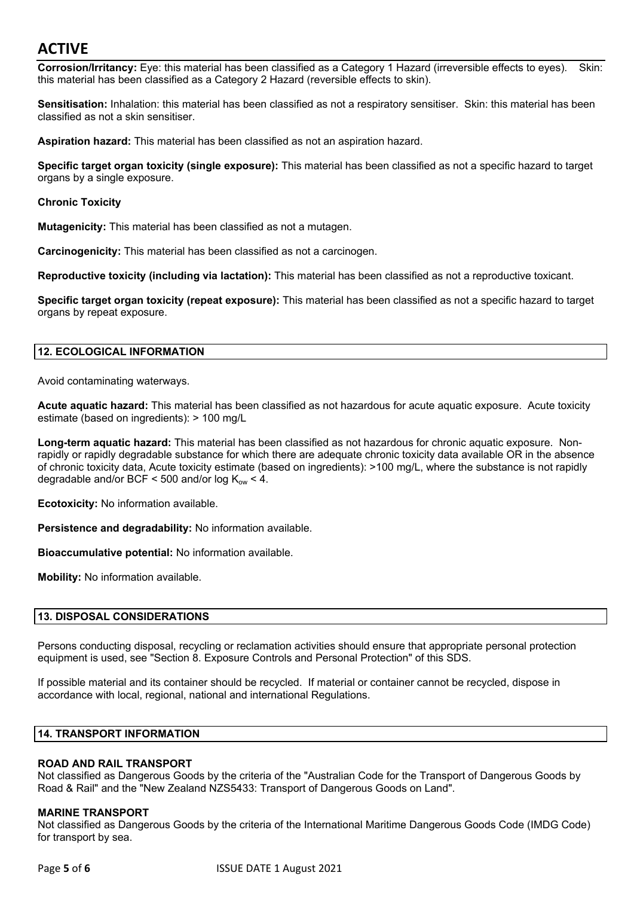**Corrosion/Irritancy:** Eye: this material has been classified as a Category 1 Hazard (irreversible effects to eyes). Skin: this material has been classified as a Category 2 Hazard (reversible effects to skin).

**Sensitisation:** Inhalation: this material has been classified as not a respiratory sensitiser. Skin: this material has been classified as not a skin sensitiser.

**Aspiration hazard:** This material has been classified as not an aspiration hazard.

**Specific target organ toxicity (single exposure):** This material has been classified as not a specific hazard to target organs by a single exposure.

**Chronic Toxicity**

**Mutagenicity:** This material has been classified as not a mutagen.

**Carcinogenicity:** This material has been classified as not a carcinogen.

**Reproductive toxicity (including via lactation):** This material has been classified as not a reproductive toxicant.

**Specific target organ toxicity (repeat exposure):** This material has been classified as not a specific hazard to target organs by repeat exposure.

## 12. ECOLOGICAL INFORMATION

Avoid contaminating waterways.

**Acute aquatic hazard:** This material has been classified as not hazardous for acute aquatic exposure. Acute toxicity estimate (based on ingredients): > 100 mg/L

**Long-term aquatic hazard:** This material has been classified as not hazardous for chronic aquatic exposure. Non-rapidly or rapidly degradable substance for which there are adequate chronic toxicity data available OR in the absence of chronic toxicity data, Acute toxicity estimate (based on ingredients): >100 mg/L, where the substance is not rapidly degradable and/or BCF < 500 and/or log $K_{ow}$ < 4.

**Ecotoxicity:** No information available.

**Persistence and degradability:** No information available.

**Bioaccumulative potential:** No information available.

**Mobility:** No information available.

## 13. DISPOSAL CONSIDERATIONS

Persons conducting disposal, recycling or reclamation activities should ensure that appropriate personal protection equipment is used, see "Section 8. Exposure Controls and Personal Protection" of this SDS.

If possible material and its container should be recycled. If material or container cannot be recycled, dispose in accordance with local, regional, national and international Regulations.

## 14. TRANSPORT INFORMATION

### ROAD AND RAIL TRANSPORT

Not classified as Dangerous Goods by the criteria of the "Australian Code for the Transport of Dangerous Goods by Road & Rail" and the "New Zealand NZS5433: Transport of Dangerous Goods on Land".

### MARINE TRANSPORT

Not classified as Dangerous Goods by the criteria of the International Maritime Dangerous Goods Code (IMDG Code) for transport by sea.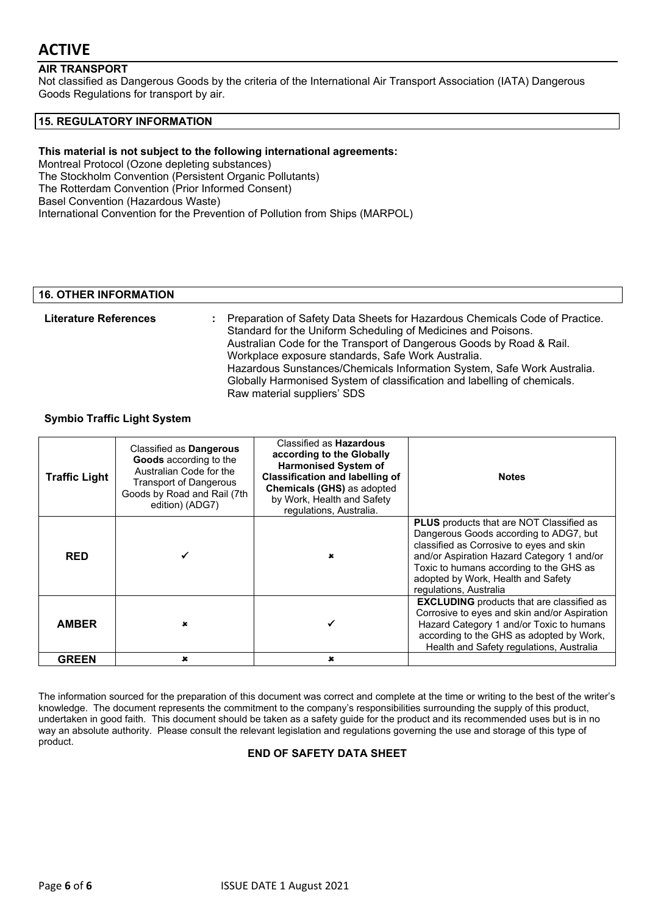# ACTIVE

**AIR TRANSPORT**

Not classified as Dangerous Goods by the criteria of the International Air Transport Association (IATA) Dangerous Goods Regulations for transport by air.

## 15. REGULATORY INFORMATION

**This material is not subject to the following international agreements:**

Montreal Protocol (Ozone depleting substances)
The Stockholm Convention (Persistent Organic Pollutants)
The Rotterdam Convention (Prior Informed Consent)
Basel Convention (Hazardous Waste)
International Convention for the Prevention of Pollution from Ships (MARPOL)

## 16. OTHER INFORMATION

**Literature References** : Preparation of Safety Data Sheets for Hazardous Chemicals Code of Practice.
Standard for the Uniform Scheduling of Medicines and Poisons.
Australian Code for the Transport of Dangerous Goods by Road & Rail.
Workplace exposure standards, Safe Work Australia.
Hazardous Sunstances/Chemicals Information System, Safe Work Australia.
Globally Harmonised System of classification and labelling of chemicals.
Raw material suppliers' SDS

**Symbio Traffic Light System**

| Traffic Light | Classified as **Dangerous Goods** according to the Australian Code for the Transport of Dangerous Goods by Road and Rail (7th edition) (ADG7) | Classified as **Hazardous according to the Globally Harmonised System of Classification and labelling of Chemicals (GHS)** as adopted by Work, Health and Safety regulations, Australia. | Notes |
|---|---|---|---|
| **RED** | ✓ | ✗ | **PLUS** products that are NOT Classified as Dangerous Goods according to ADG7, but classified as Corrosive to eyes and skin and/or Aspiration Hazard Category 1 and/or Toxic to humans according to the GHS as adopted by Work, Health and Safety regulations, Australia |
| **AMBER** | ✗ | ✓ | **EXCLUDING** products that are classified as Corrosive to eyes and skin and/or Aspiration Hazard Category 1 and/or Toxic to humans according to the GHS as adopted by Work, Health and Safety regulations, Australia |
| **GREEN** | ✗ | ✗ | |

The information sourced for the preparation of this document was correct and complete at the time or writing to the best of the writer's knowledge. The document represents the commitment to the company's responsibilities surrounding the supply of this product, undertaken in good faith. This document should be taken as a safety guide for the product and its recommended uses but is in no way an absolute authority. Please consult the relevant legislation and regulations governing the use and storage of this type of product.

**END OF SAFETY DATA SHEET**

ISSUE DATE 1 August 2021